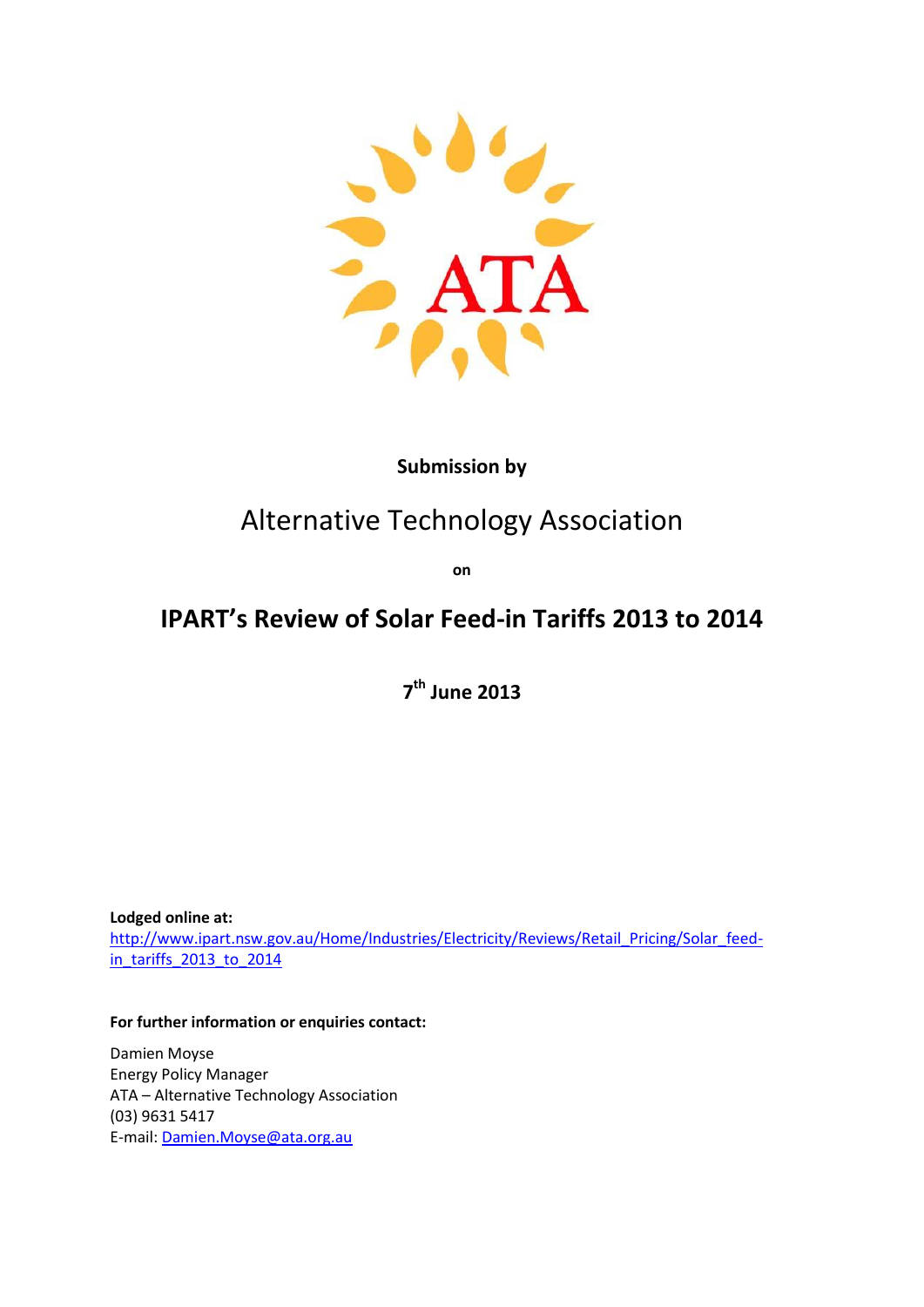ATA

**Submission by**

# Alternative Technology Association

**on**

# IPART's Review of Solar Feed-in Tariffs 2013 to 2014

**7th June 2013**

**Lodged online at:**
[http://www.ipart.nsw.gov.au/Home/Industries/Electricity/Reviews/Retail_Pricing/Solar_feed-in_tariffs_2013_to_2014](http://www.ipart.nsw.gov.au/Home/Industries/Electricity/Reviews/Retail_Pricing/Solar_feed-in_tariffs_2013_to_2014)

**For further information or enquiries contact:**

Damien Moyse
Energy Policy Manager
ATA – Alternative Technology Association
(03) 9631 5417
E-mail: [Damien.Moyse@ata.org.au](mailto:Damien.Moyse@ata.org.au)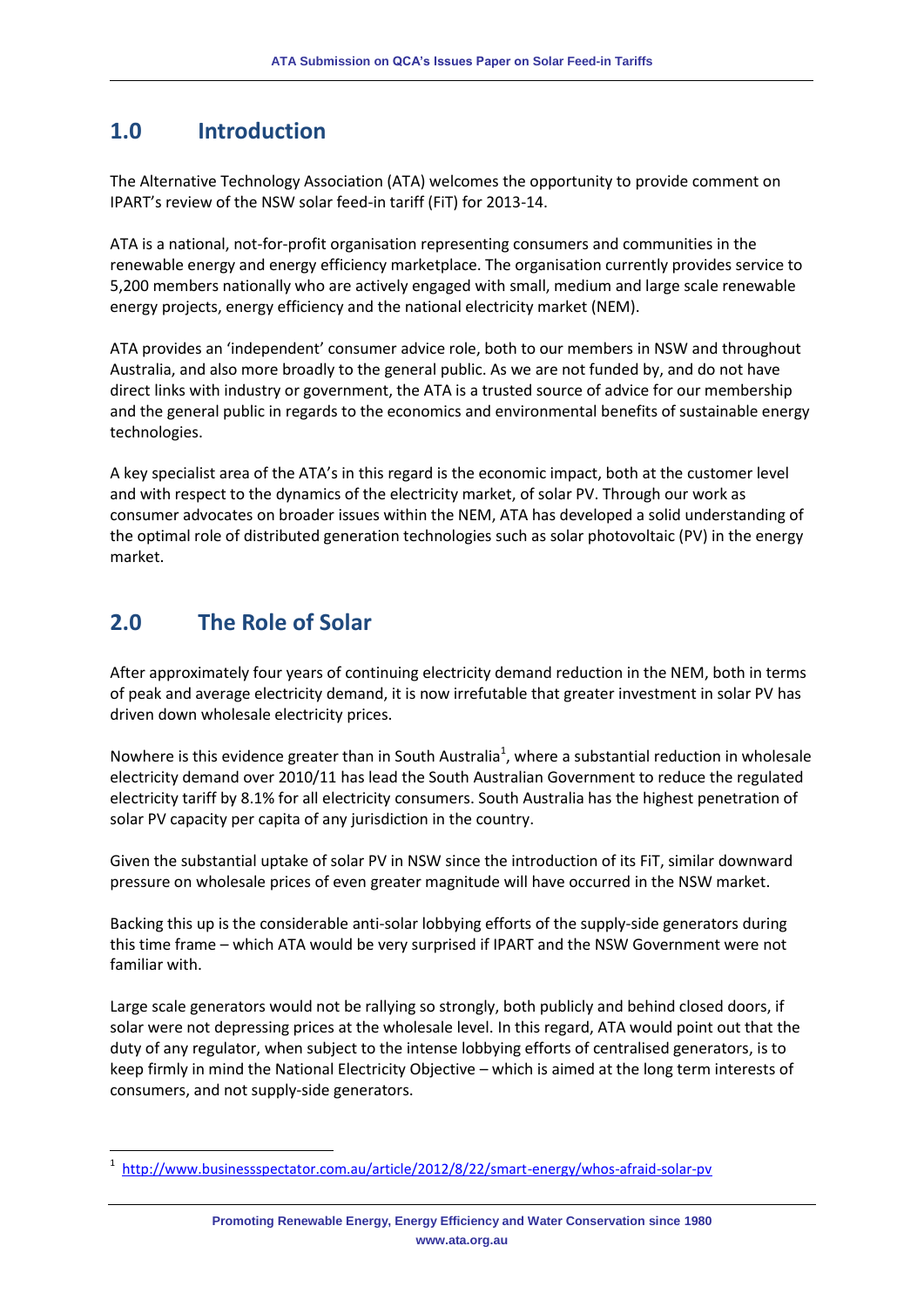## 1.0 Introduction

The Alternative Technology Association (ATA) welcomes the opportunity to provide comment on IPART's review of the NSW solar feed-in tariff (FiT) for 2013-14.

ATA is a national, not-for-profit organisation representing consumers and communities in the renewable energy and energy efficiency marketplace. The organisation currently provides service to 5,200 members nationally who are actively engaged with small, medium and large scale renewable energy projects, energy efficiency and the national electricity market (NEM).

ATA provides an 'independent' consumer advice role, both to our members in NSW and throughout Australia, and also more broadly to the general public. As we are not funded by, and do not have direct links with industry or government, the ATA is a trusted source of advice for our membership and the general public in regards to the economics and environmental benefits of sustainable energy technologies.

A key specialist area of the ATA's in this regard is the economic impact, both at the customer level and with respect to the dynamics of the electricity market, of solar PV. Through our work as consumer advocates on broader issues within the NEM, ATA has developed a solid understanding of the optimal role of distributed generation technologies such as solar photovoltaic (PV) in the energy market.

## 2.0 The Role of Solar

After approximately four years of continuing electricity demand reduction in the NEM, both in terms of peak and average electricity demand, it is now irrefutable that greater investment in solar PV has driven down wholesale electricity prices.

Nowhere is this evidence greater than in South Australia[1], where a substantial reduction in wholesale electricity demand over 2010/11 has lead the South Australian Government to reduce the regulated electricity tariff by 8.1% for all electricity consumers. South Australia has the highest penetration of solar PV capacity per capita of any jurisdiction in the country.

Given the substantial uptake of solar PV in NSW since the introduction of its FiT, similar downward pressure on wholesale prices of even greater magnitude will have occurred in the NSW market.

Backing this up is the considerable anti-solar lobbying efforts of the supply-side generators during this time frame – which ATA would be very surprised if IPART and the NSW Government were not familiar with.

Large scale generators would not be rallying so strongly, both publicly and behind closed doors, if solar were not depressing prices at the wholesale level. In this regard, ATA would point out that the duty of any regulator, when subject to the intense lobbying efforts of centralised generators, is to keep firmly in mind the National Electricity Objective – which is aimed at the long term interests of consumers, and not supply-side generators.

[1] http://www.businessspectator.com.au/article/2012/8/22/smart-energy/whos-afraid-solar-pv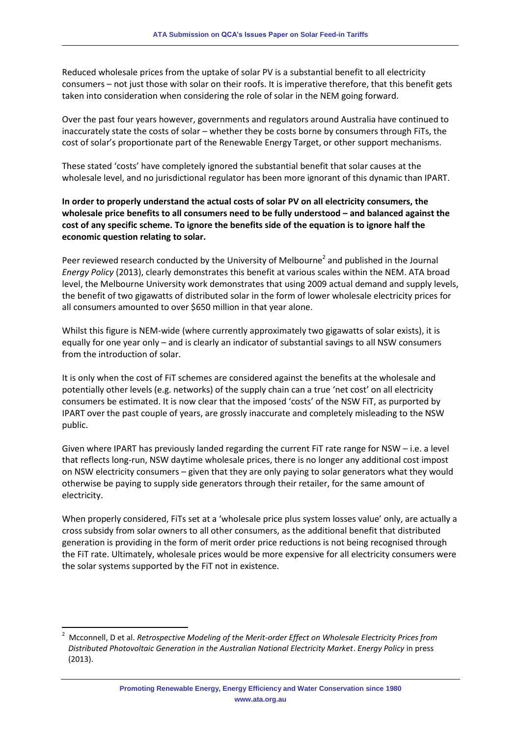Reduced wholesale prices from the uptake of solar PV is a substantial benefit to all electricity consumers – not just those with solar on their roofs. It is imperative therefore, that this benefit gets taken into consideration when considering the role of solar in the NEM going forward.

Over the past four years however, governments and regulators around Australia have continued to inaccurately state the costs of solar – whether they be costs borne by consumers through FiTs, the cost of solar's proportionate part of the Renewable Energy Target, or other support mechanisms.

These stated 'costs' have completely ignored the substantial benefit that solar causes at the wholesale level, and no jurisdictional regulator has been more ignorant of this dynamic than IPART.

**In order to properly understand the actual costs of solar PV on all electricity consumers, the wholesale price benefits to all consumers need to be fully understood – and balanced against the cost of any specific scheme. To ignore the benefits side of the equation is to ignore half the economic question relating to solar.**

Peer reviewed research conducted by the University of Melbourne[2] and published in the Journal *Energy Policy* (2013), clearly demonstrates this benefit at various scales within the NEM. ATA broad level, the Melbourne University work demonstrates that using 2009 actual demand and supply levels, the benefit of two gigawatts of distributed solar in the form of lower wholesale electricity prices for all consumers amounted to over $650 million in that year alone.

Whilst this figure is NEM-wide (where currently approximately two gigawatts of solar exists), it is equally for one year only – and is clearly an indicator of substantial savings to all NSW consumers from the introduction of solar.

It is only when the cost of FiT schemes are considered against the benefits at the wholesale and potentially other levels (e.g. networks) of the supply chain can a true 'net cost' on all electricity consumers be estimated. It is now clear that the imposed 'costs' of the NSW FiT, as purported by IPART over the past couple of years, are grossly inaccurate and completely misleading to the NSW public.

Given where IPART has previously landed regarding the current FiT rate range for NSW – i.e. a level that reflects long-run, NSW daytime wholesale prices, there is no longer any additional cost impost on NSW electricity consumers – given that they are only paying to solar generators what they would otherwise be paying to supply side generators through their retailer, for the same amount of electricity.

When properly considered, FiTs set at a 'wholesale price plus system losses value' only, are actually a cross subsidy from solar owners to all other consumers, as the additional benefit that distributed generation is providing in the form of merit order price reductions is not being recognised through the FiT rate. Ultimately, wholesale prices would be more expensive for all electricity consumers were the solar systems supported by the FiT not in existence.

[2] Mcconnell, D et al. *Retrospective Modeling of the Merit-order Effect on Wholesale Electricity Prices from Distributed Photovoltaic Generation in the Australian National Electricity Market*. *Energy Policy* in press (2013).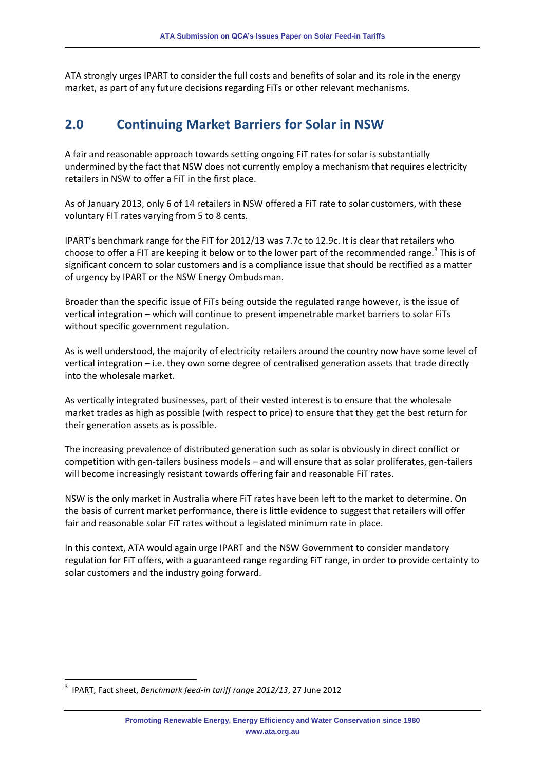ATA strongly urges IPART to consider the full costs and benefits of solar and its role in the energy market, as part of any future decisions regarding FiTs or other relevant mechanisms.

## 2.0 Continuing Market Barriers for Solar in NSW

A fair and reasonable approach towards setting ongoing FiT rates for solar is substantially undermined by the fact that NSW does not currently employ a mechanism that requires electricity retailers in NSW to offer a FiT in the first place.

As of January 2013, only 6 of 14 retailers in NSW offered a FiT rate to solar customers, with these voluntary FIT rates varying from 5 to 8 cents.

IPART's benchmark range for the FIT for 2012/13 was 7.7c to 12.9c. It is clear that retailers who choose to offer a FIT are keeping it below or to the lower part of the recommended range.[3] This is of significant concern to solar customers and is a compliance issue that should be rectified as a matter of urgency by IPART or the NSW Energy Ombudsman.

Broader than the specific issue of FiTs being outside the regulated range however, is the issue of vertical integration – which will continue to present impenetrable market barriers to solar FiTs without specific government regulation.

As is well understood, the majority of electricity retailers around the country now have some level of vertical integration – i.e. they own some degree of centralised generation assets that trade directly into the wholesale market.

As vertically integrated businesses, part of their vested interest is to ensure that the wholesale market trades as high as possible (with respect to price) to ensure that they get the best return for their generation assets as is possible.

The increasing prevalence of distributed generation such as solar is obviously in direct conflict or competition with gen-tailers business models – and will ensure that as solar proliferates, gen-tailers will become increasingly resistant towards offering fair and reasonable FiT rates.

NSW is the only market in Australia where FiT rates have been left to the market to determine. On the basis of current market performance, there is little evidence to suggest that retailers will offer fair and reasonable solar FiT rates without a legislated minimum rate in place.

In this context, ATA would again urge IPART and the NSW Government to consider mandatory regulation for FiT offers, with a guaranteed range regarding FiT range, in order to provide certainty to solar customers and the industry going forward.

---

[3] IPART, Fact sheet, *Benchmark feed-in tariff range 2012/13*, 27 June 2012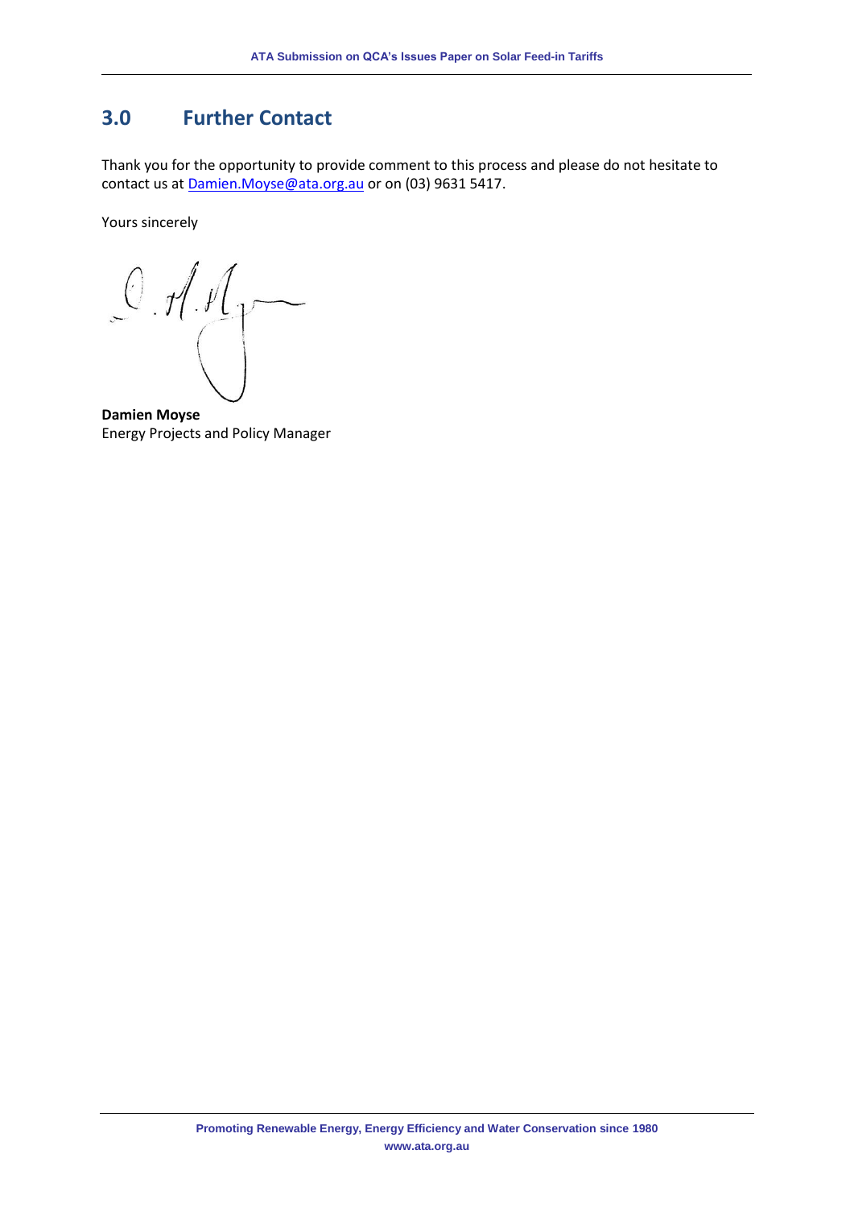## 3.0 Further Contact

Thank you for the opportunity to provide comment to this process and please do not hesitate to contact us at Damien.Moyse@ata.org.au or on (03) 9631 5417.

Yours sincerely

**Damien Moyse**
Energy Projects and Policy Manager